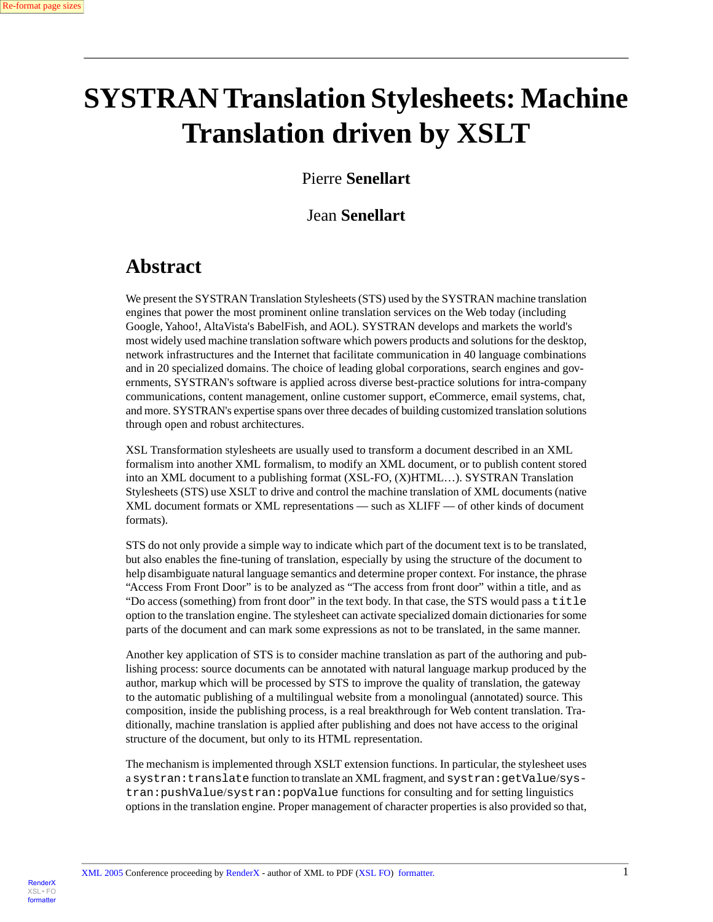# SYSTRAN Translation Stylesheets: Machine Translation driven by XSLT

Pierre **Senellart**

Jean **Senellart**

## Abstract

We present the SYSTRAN Translation Stylesheets (STS) used by the SYSTRAN machine translation engines that power the most prominent online translation services on the Web today (including Google, Yahoo!, AltaVista's BabelFish, and AOL). SYSTRAN develops and markets the world's most widely used machine translation software which powers products and solutions for the desktop, network infrastructures and the Internet that facilitate communication in 40 language combinations and in 20 specialized domains. The choice of leading global corporations, search engines and governments, SYSTRAN's software is applied across diverse best-practice solutions for intra-company communications, content management, online customer support, eCommerce, email systems, chat, and more. SYSTRAN's expertise spans over three decades of building customized translation solutions through open and robust architectures.

XSL Transformation stylesheets are usually used to transform a document described in an XML formalism into another XML formalism, to modify an XML document, or to publish content stored into an XML document to a publishing format (XSL-FO, (X)HTML…). SYSTRAN Translation Stylesheets (STS) use XSLT to drive and control the machine translation of XML documents (native XML document formats or XML representations — such as XLIFF — of other kinds of document formats).

STS do not only provide a simple way to indicate which part of the document text is to be translated, but also enables the fine-tuning of translation, especially by using the structure of the document to help disambiguate natural language semantics and determine proper context. For instance, the phrase “Access From Front Door” is to be analyzed as “The access from front door” within a title, and as “Do access (something) from front door” in the text body. In that case, the STS would pass a `title` option to the translation engine. The stylesheet can activate specialized domain dictionaries for some parts of the document and can mark some expressions as not to be translated, in the same manner.

Another key application of STS is to consider machine translation as part of the authoring and publishing process: source documents can be annotated with natural language markup produced by the author, markup which will be processed by STS to improve the quality of translation, the gateway to the automatic publishing of a multilingual website from a monolingual (annotated) source. This composition, inside the publishing process, is a real breakthrough for Web content translation. Traditionally, machine translation is applied after publishing and does not have access to the original structure of the document, but only to its HTML representation.

The mechanism is implemented through XSLT extension functions. In particular, the stylesheet uses a `systran:translate` function to translate an XML fragment, and `systran:getValue`/`systran:pushValue`/`systran:popValue` functions for consulting and for setting linguistics options in the translation engine. Proper management of character properties is also provided so that,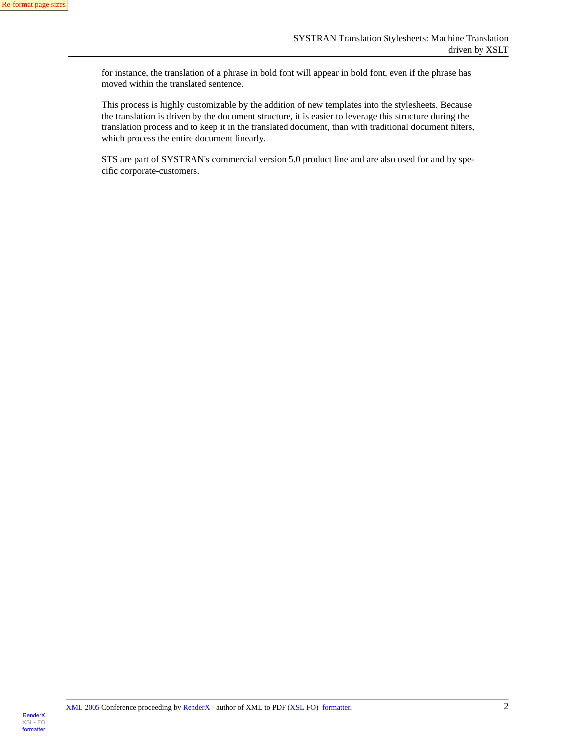for instance, the translation of a phrase in bold font will appear in bold font, even if the phrase has moved within the translated sentence.

This process is highly customizable by the addition of new templates into the stylesheets. Because the translation is driven by the document structure, it is easier to leverage this structure during the translation process and to keep it in the translated document, than with traditional document filters, which process the entire document linearly.

STS are part of SYSTRAN's commercial version 5.0 product line and are also used for and by specific corporate-customers.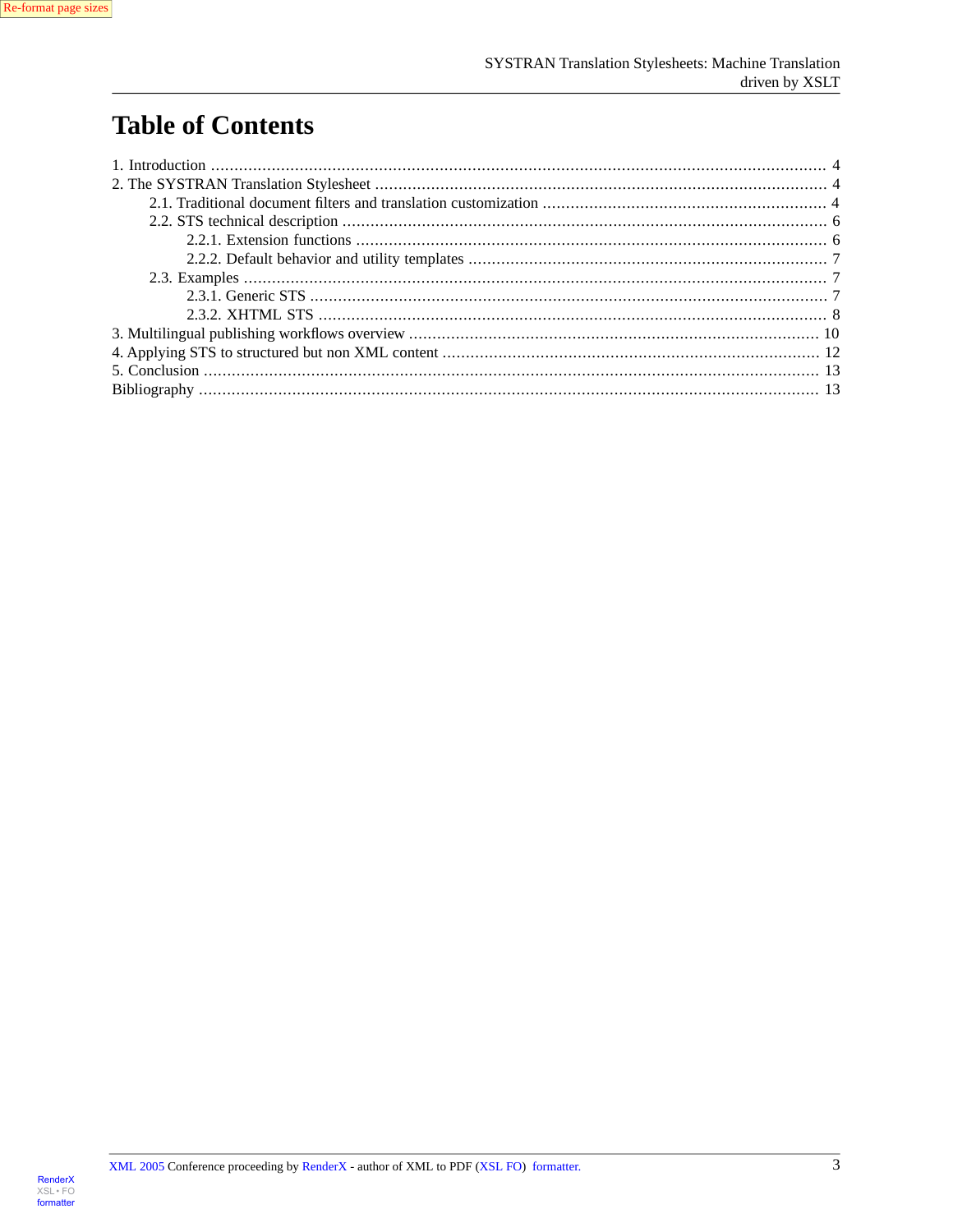# Table of Contents

1. Introduction .... 4
2. The SYSTRAN Translation Stylesheet .... 4
    - 2.1. Traditional document filters and translation customization .... 4
    - 2.2. STS technical description .... 6
        - 2.2.1. Extension functions .... 6
        - 2.2.2. Default behavior and utility templates .... 7
    - 2.3. Examples .... 7
        - 2.3.1. Generic STS .... 7
        - 2.3.2. XHTML STS .... 8
3. Multilingual publishing workflows overview .... 10
4. Applying STS to structured but non XML content .... 12
5. Conclusion .... 13

Bibliography .... 13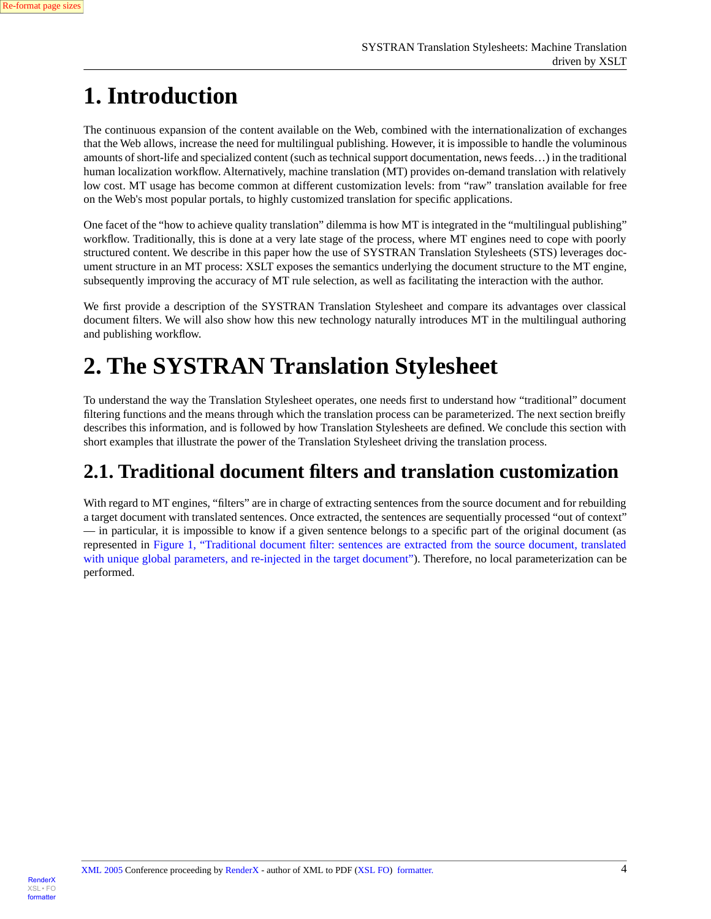# 1. Introduction

The continuous expansion of the content available on the Web, combined with the internationalization of exchanges that the Web allows, increase the need for multilingual publishing. However, it is impossible to handle the voluminous amounts of short-life and specialized content (such as technical support documentation, news feeds…) in the traditional human localization workflow. Alternatively, machine translation (MT) provides on-demand translation with relatively low cost. MT usage has become common at different customization levels: from “raw” translation available for free on the Web's most popular portals, to highly customized translation for specific applications.

One facet of the “how to achieve quality translation” dilemma is how MT is integrated in the “multilingual publishing” workflow. Traditionally, this is done at a very late stage of the process, where MT engines need to cope with poorly structured content. We describe in this paper how the use of SYSTRAN Translation Stylesheets (STS) leverages document structure in an MT process: XSLT exposes the semantics underlying the document structure to the MT engine, subsequently improving the accuracy of MT rule selection, as well as facilitating the interaction with the author.

We first provide a description of the SYSTRAN Translation Stylesheet and compare its advantages over classical document filters. We will also show how this new technology naturally introduces MT in the multilingual authoring and publishing workflow.

# 2. The SYSTRAN Translation Stylesheet

To understand the way the Translation Stylesheet operates, one needs first to understand how “traditional” document filtering functions and the means through which the translation process can be parameterized. The next section breifly describes this information, and is followed by how Translation Stylesheets are defined. We conclude this section with short examples that illustrate the power of the Translation Stylesheet driving the translation process.

## 2.1. Traditional document filters and translation customization

With regard to MT engines, “filters” are in charge of extracting sentences from the source document and for rebuilding a target document with translated sentences. Once extracted, the sentences are sequentially processed “out of context” — in particular, it is impossible to know if a given sentence belongs to a specific part of the original document (as represented in Figure 1, “Traditional document filter: sentences are extracted from the source document, translated with unique global parameters, and re-injected in the target document”). Therefore, no local parameterization can be performed.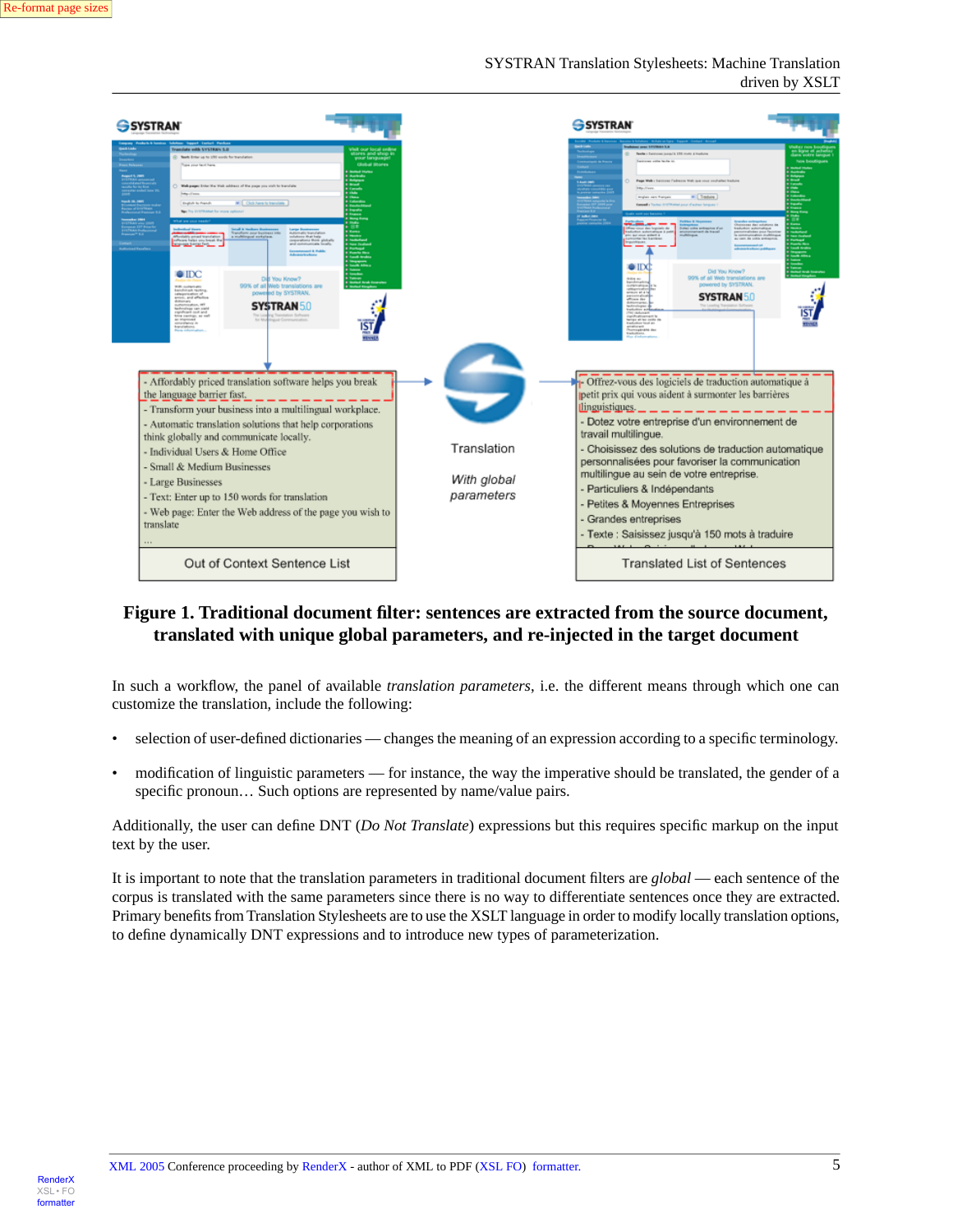**Figure 1. Traditional document filter: sentences are extracted from the source document, translated with unique global parameters, and re-injected in the target document**

In such a workflow, the panel of available *translation parameters*, i.e. the different means through which one can customize the translation, include the following:

- selection of user-defined dictionaries — changes the meaning of an expression according to a specific terminology.
- modification of linguistic parameters — for instance, the way the imperative should be translated, the gender of a specific pronoun… Such options are represented by name/value pairs.

Additionally, the user can define DNT (*Do Not Translate*) expressions but this requires specific markup on the input text by the user.

It is important to note that the translation parameters in traditional document filters are *global* — each sentence of the corpus is translated with the same parameters since there is no way to differentiate sentences once they are extracted. Primary benefits from Translation Stylesheets are to use the XSLT language in order to modify locally translation options, to define dynamically DNT expressions and to introduce new types of parameterization.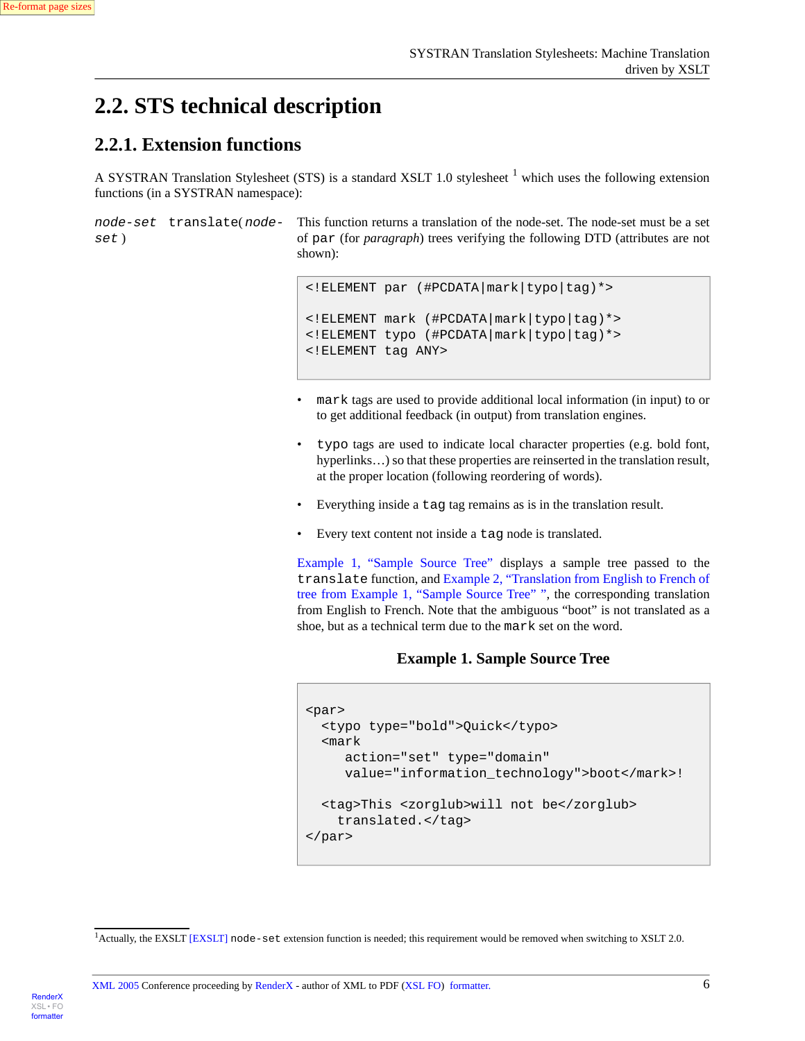## 2.2. STS technical description

### 2.2.1. Extension functions

A SYSTRAN Translation Stylesheet (STS) is a standard XSLT 1.0 stylesheet [1] which uses the following extension functions (in a SYSTRAN namespace):

*node-set* `translate`(*node-set* )
: This function returns a translation of the node-set. The node-set must be a set of `par` (for *paragraph*) trees verifying the following DTD (attributes are not shown):

```
<!ELEMENT par (#PCDATA|mark|typo|tag)*>

<!ELEMENT mark (#PCDATA|mark|typo|tag)*>
<!ELEMENT typo (#PCDATA|mark|typo|tag)*>
<!ELEMENT tag ANY>
```

- `mark` tags are used to provide additional local information (in input) to or to get additional feedback (in output) from translation engines.
- `typo` tags are used to indicate local character properties (e.g. bold font, hyperlinks…) so that these properties are reinserted in the translation result, at the proper location (following reordering of words).
- Everything inside a `tag` tag remains as is in the translation result.
- Every text content not inside a `tag` node is translated.

Example 1, “Sample Source Tree” displays a sample tree passed to the `translate` function, and Example 2, “Translation from English to French of tree from Example 1, “Sample Source Tree” ”, the corresponding translation from English to French. Note that the ambiguous “boot” is not translated as a shoe, but as a technical term due to the `mark` set on the word.

**Example 1. Sample Source Tree**

```
<par>
  <typo type="bold">Quick</typo>
  <mark
     action="set" type="domain"
     value="information_technology">boot</mark>!

  <tag>This <zorglub>will not be</zorglub>
    translated.</tag>
</par>
```

[1] Actually, the EXSLT [EXSLT] `node-set` extension function is needed; this requirement would be removed when switching to XSLT 2.0.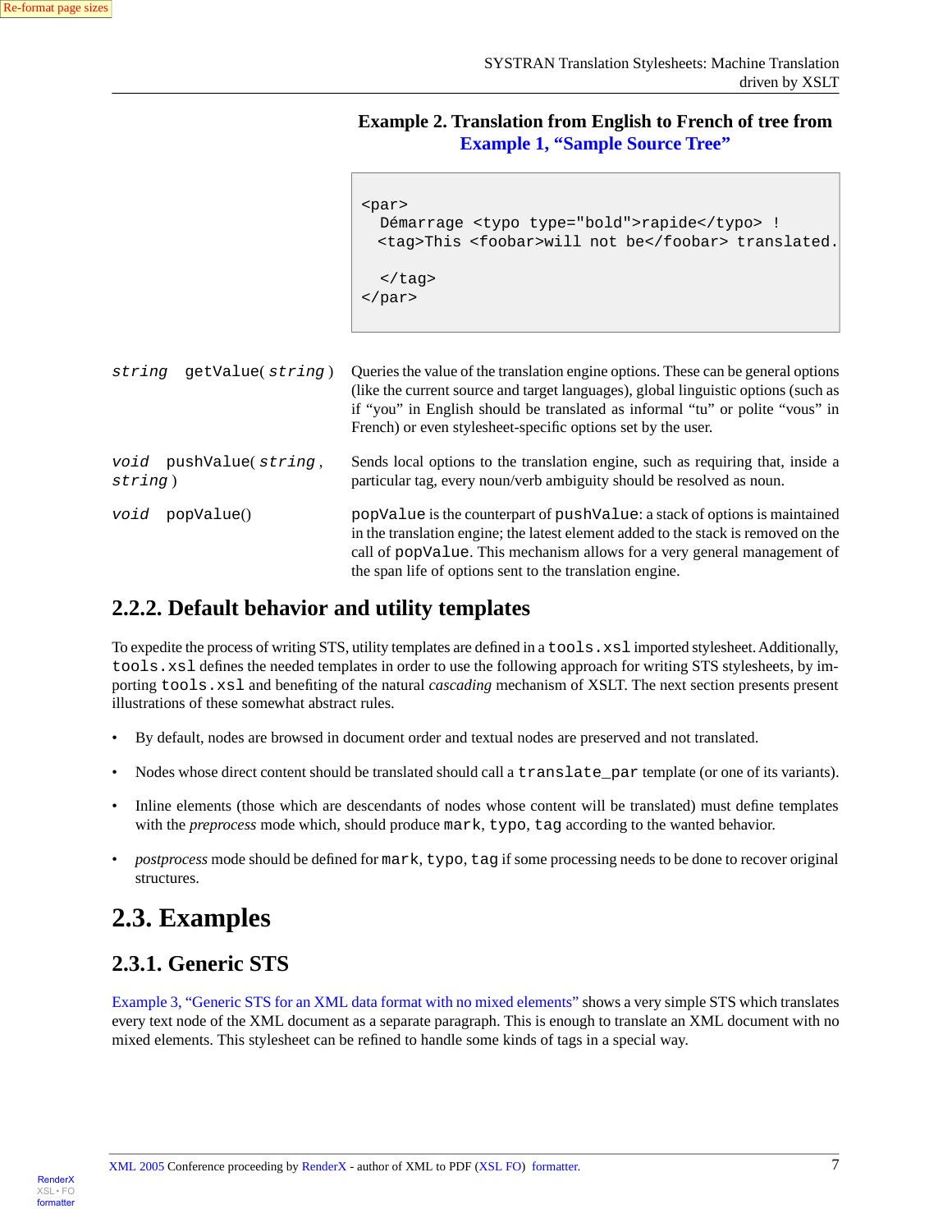**Example 2. Translation from English to French of tree from Example 1, “Sample Source Tree”**

```
<par>
  Démarrage <typo type="bold">rapide</typo> !
  <tag>This <foobar>will not be</foobar> translated.

  </tag>
</par>
```

*string* getValue( *string* )
: Queries the value of the translation engine options. These can be general options (like the current source and target languages), global linguistic options (such as if “you” in English should be translated as informal “tu” or polite “vous” in French) or even stylesheet-specific options set by the user.

*void* pushValue( *string* , *string* )
: Sends local options to the translation engine, such as requiring that, inside a particular tag, every noun/verb ambiguity should be resolved as noun.

*void* popValue()
: `popValue` is the counterpart of `pushValue`: a stack of options is maintained in the translation engine; the latest element added to the stack is removed on the call of `popValue`. This mechanism allows for a very general management of the span life of options sent to the translation engine.

### 2.2.2. Default behavior and utility templates

To expedite the process of writing STS, utility templates are defined in a `tools.xsl` imported stylesheet. Additionally, `tools.xsl` defines the needed templates in order to use the following approach for writing STS stylesheets, by importing `tools.xsl` and benefiting of the natural *cascading* mechanism of XSLT. The next section presents present illustrations of these somewhat abstract rules.

- By default, nodes are browsed in document order and textual nodes are preserved and not translated.
- Nodes whose direct content should be translated should call a `translate_par` template (or one of its variants).
- Inline elements (those which are descendants of nodes whose content will be translated) must define templates with the *preprocess* mode which, should produce `mark`, `typo`, `tag` according to the wanted behavior.
- *postprocess* mode should be defined for `mark`, `typo`, `tag` if some processing needs to be done to recover original structures.

## 2.3. Examples

### 2.3.1. Generic STS

Example 3, “Generic STS for an XML data format with no mixed elements” shows a very simple STS which translates every text node of the XML document as a separate paragraph. This is enough to translate an XML document with no mixed elements. This stylesheet can be refined to handle some kinds of tags in a special way.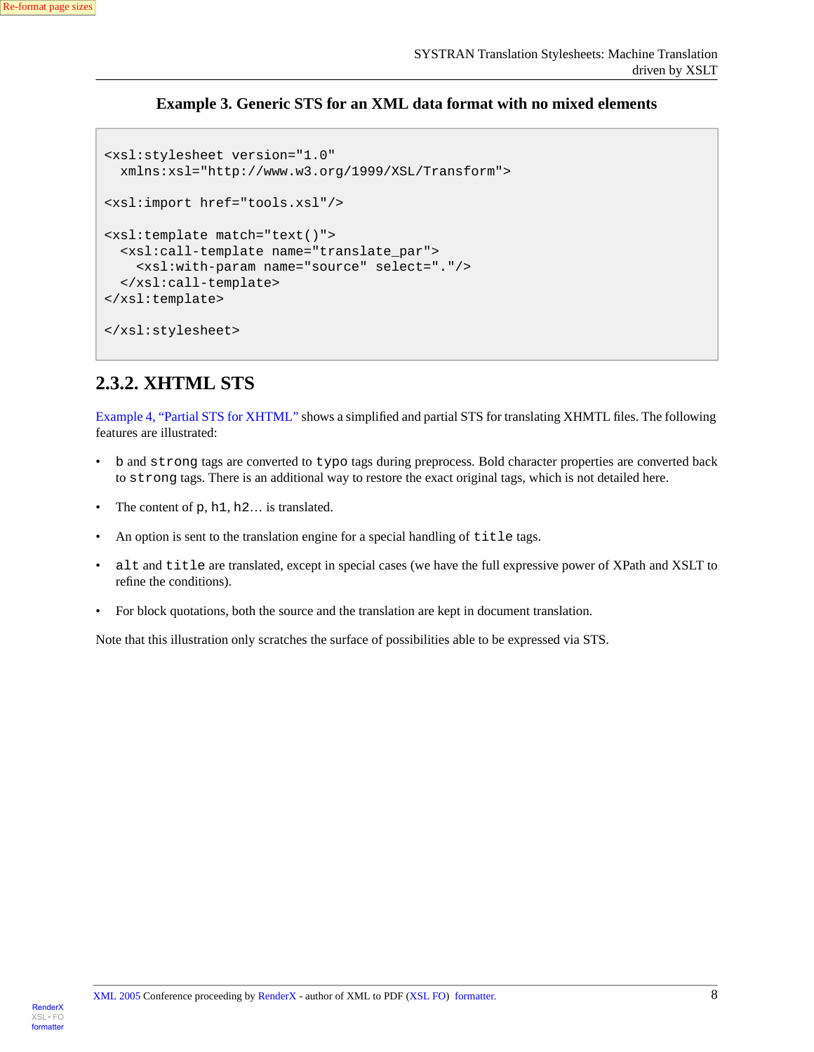**Example 3. Generic STS for an XML data format with no mixed elements**

```
<xsl:stylesheet version="1.0"
  xmlns:xsl="http://www.w3.org/1999/XSL/Transform">

<xsl:import href="tools.xsl"/>

<xsl:template match="text()">
  <xsl:call-template name="translate_par">
    <xsl:with-param name="source" select="."/>
  </xsl:call-template>
</xsl:template>

</xsl:stylesheet>
```

### 2.3.2. XHTML STS

Example 4, "Partial STS for XHTML" shows a simplified and partial STS for translating XHMTL files. The following features are illustrated:

- `b` and `strong` tags are converted to `typo` tags during preprocess. Bold character properties are converted back to `strong` tags. There is an additional way to restore the exact original tags, which is not detailed here.
- The content of `p`, `h1`, `h2`… is translated.
- An option is sent to the translation engine for a special handling of `title` tags.
- `alt` and `title` are translated, except in special cases (we have the full expressive power of XPath and XSLT to refine the conditions).
- For block quotations, both the source and the translation are kept in document translation.

Note that this illustration only scratches the surface of possibilities able to be expressed via STS.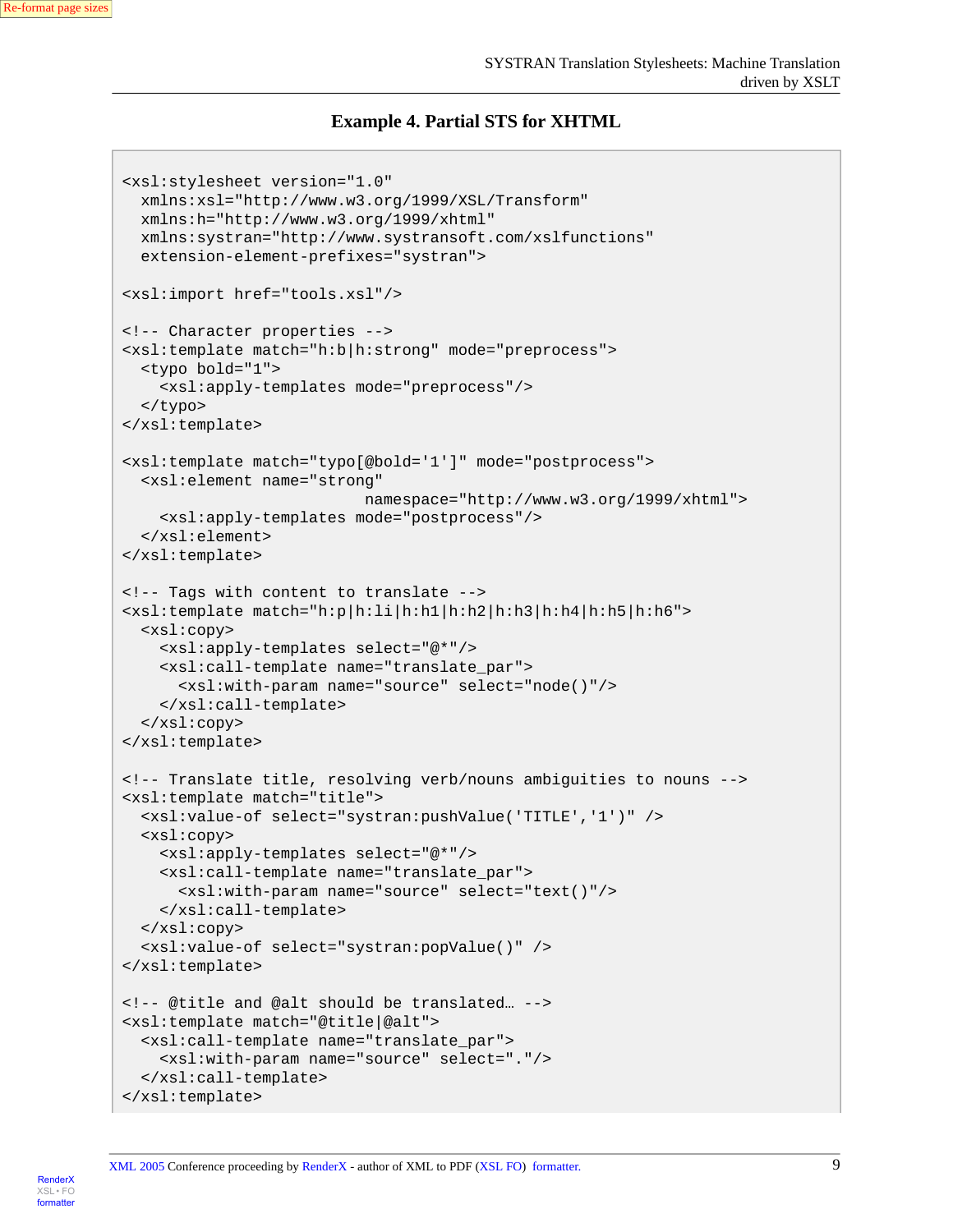**Example 4. Partial STS for XHTML**

```
<xsl:stylesheet version="1.0"
  xmlns:xsl="http://www.w3.org/1999/XSL/Transform"
  xmlns:h="http://www.w3.org/1999/xhtml"
  xmlns:systran="http://www.systransoft.com/xslfunctions"
  extension-element-prefixes="systran">

<xsl:import href="tools.xsl"/>

<!-- Character properties -->
<xsl:template match="h:b|h:strong" mode="preprocess">
  <typo bold="1">
    <xsl:apply-templates mode="preprocess"/>
  </typo>
</xsl:template>

<xsl:template match="typo[@bold='1']" mode="postprocess">
  <xsl:element name="strong"
                        namespace="http://www.w3.org/1999/xhtml">
    <xsl:apply-templates mode="postprocess"/>
  </xsl:element>
</xsl:template>

<!-- Tags with content to translate -->
<xsl:template match="h:p|h:li|h:h1|h:h2|h:h3|h:h4|h:h5|h:h6">
  <xsl:copy>
    <xsl:apply-templates select="@*"/>
    <xsl:call-template name="translate_par">
      <xsl:with-param name="source" select="node()"/>
    </xsl:call-template>
  </xsl:copy>
</xsl:template>

<!-- Translate title, resolving verb/nouns ambiguities to nouns -->
<xsl:template match="title">
  <xsl:value-of select="systran:pushValue('TITLE','1')" />
  <xsl:copy>
    <xsl:apply-templates select="@*"/>
    <xsl:call-template name="translate_par">
      <xsl:with-param name="source" select="text()"/>
    </xsl:call-template>
  </xsl:copy>
  <xsl:value-of select="systran:popValue()" />
</xsl:template>

<!-- @title and @alt should be translated… -->
<xsl:template match="@title|@alt">
  <xsl:call-template name="translate_par">
    <xsl:with-param name="source" select="."/>
  </xsl:call-template>
</xsl:template>
```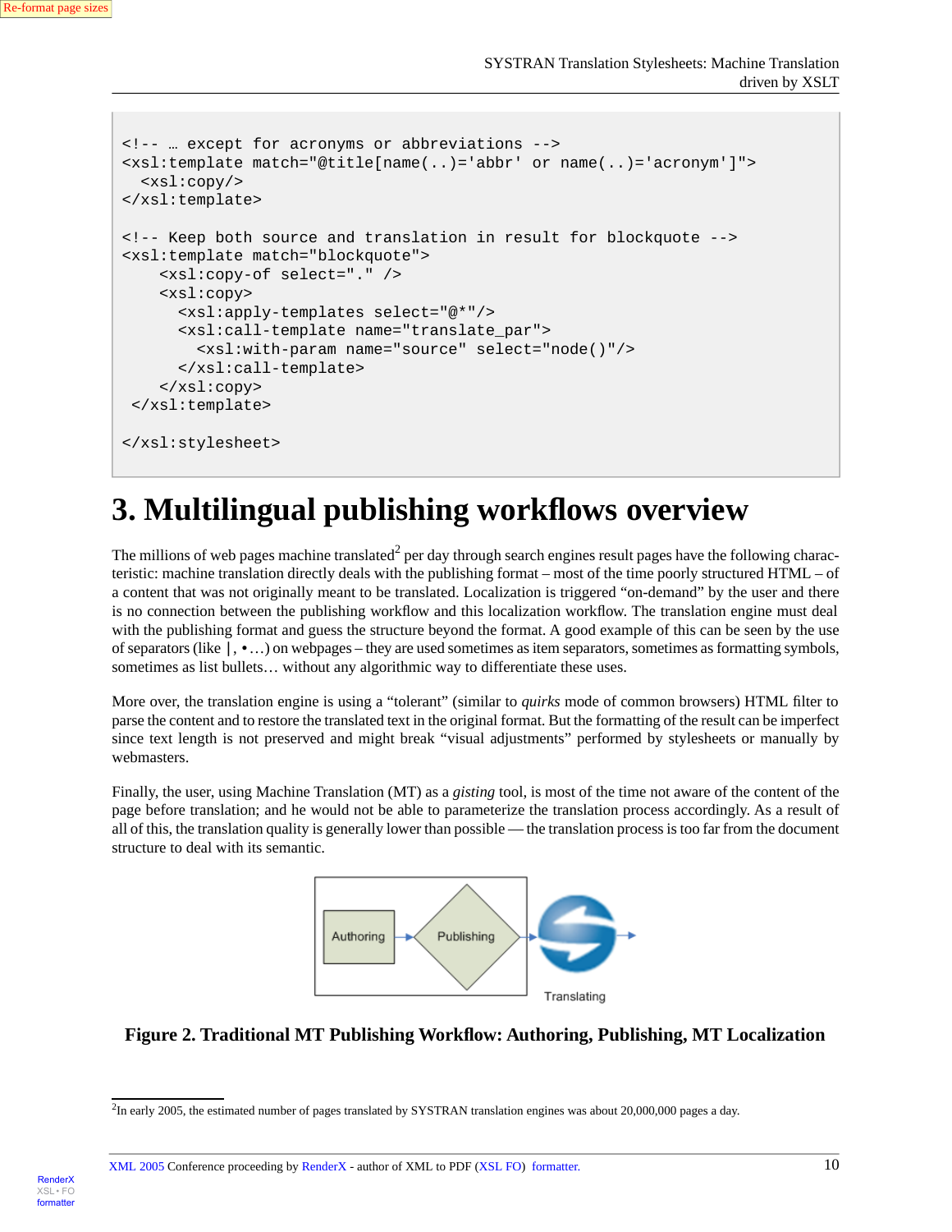```
<!-- … except for acronyms or abbreviations -->
<xsl:template match="@title[name(..)='abbr' or name(..)='acronym']">
  <xsl:copy/>
</xsl:template>

<!-- Keep both source and translation in result for blockquote -->
<xsl:template match="blockquote">
    <xsl:copy-of select="." />
    <xsl:copy>
      <xsl:apply-templates select="@*"/>
      <xsl:call-template name="translate_par">
        <xsl:with-param name="source" select="node()"/>
      </xsl:call-template>
    </xsl:copy>
 </xsl:template>

</xsl:stylesheet>
```

# 3. Multilingual publishing workflows overview

The millions of web pages machine translated[2] per day through search engines result pages have the following characteristic: machine translation directly deals with the publishing format – most of the time poorly structured HTML – of a content that was not originally meant to be translated. Localization is triggered "on-demand" by the user and there is no connection between the publishing workflow and this localization workflow. The translation engine must deal with the publishing format and guess the structure beyond the format. A good example of this can be seen by the use of separators (like |, •…) on webpages – they are used sometimes as item separators, sometimes as formatting symbols, sometimes as list bullets… without any algorithmic way to differentiate these uses.

More over, the translation engine is using a "tolerant" (similar to *quirks* mode of common browsers) HTML filter to parse the content and to restore the translated text in the original format. But the formatting of the result can be imperfect since text length is not preserved and might break "visual adjustments" performed by stylesheets or manually by webmasters.

Finally, the user, using Machine Translation (MT) as a *gisting* tool, is most of the time not aware of the content of the page before translation; and he would not be able to parameterize the translation process accordingly. As a result of all of this, the translation quality is generally lower than possible — the translation process is too far from the document structure to deal with its semantic.

Authoring → Publishing → Translating

**Figure 2. Traditional MT Publishing Workflow: Authoring, Publishing, MT Localization**

[2] In early 2005, the estimated number of pages translated by SYSTRAN translation engines was about 20,000,000 pages a day.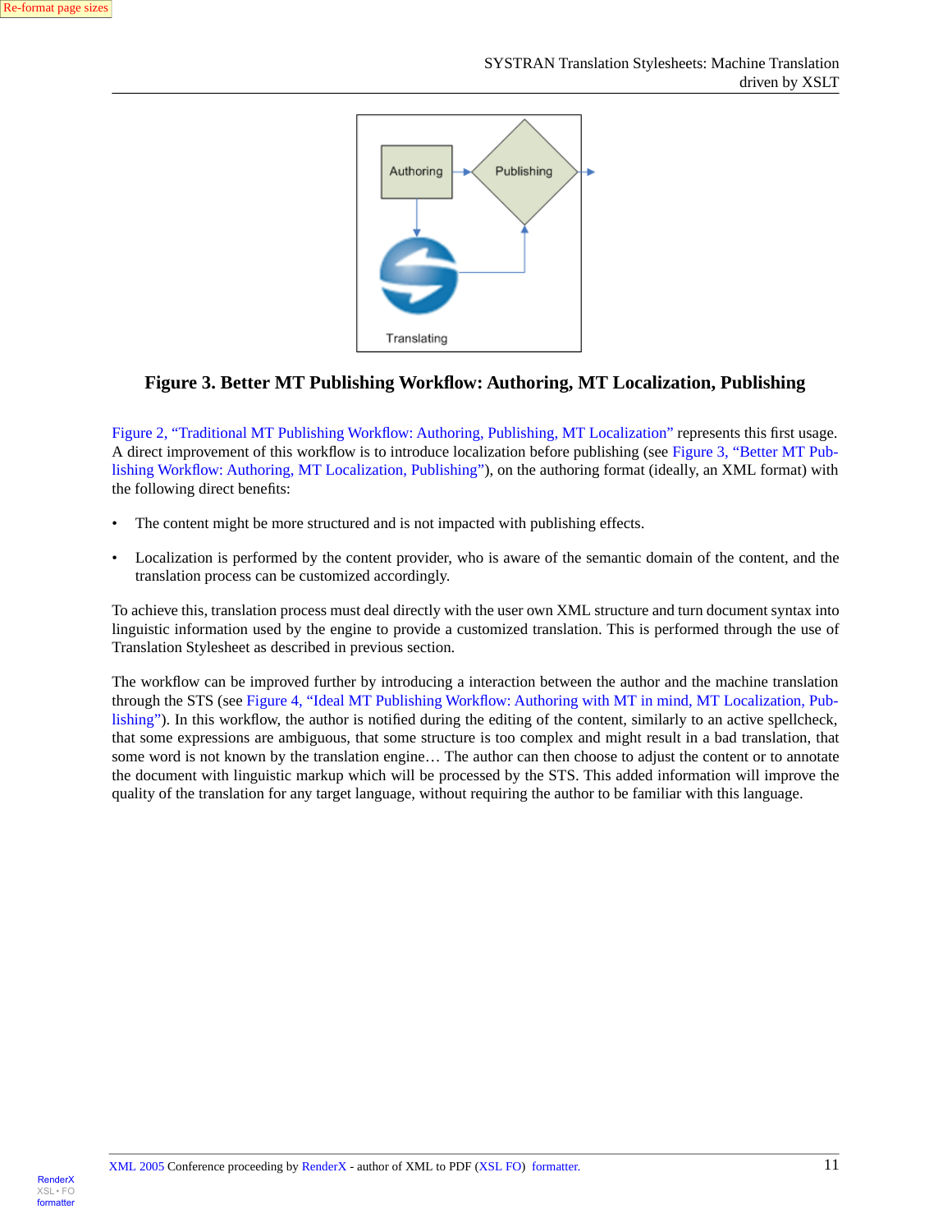**Figure 3. Better MT Publishing Workflow: Authoring, MT Localization, Publishing**

Figure 2, “Traditional MT Publishing Workflow: Authoring, Publishing, MT Localization” represents this first usage. A direct improvement of this workflow is to introduce localization before publishing (see Figure 3, “Better MT Publishing Workflow: Authoring, MT Localization, Publishing”), on the authoring format (ideally, an XML format) with the following direct benefits:

- The content might be more structured and is not impacted with publishing effects.
- Localization is performed by the content provider, who is aware of the semantic domain of the content, and the translation process can be customized accordingly.

To achieve this, translation process must deal directly with the user own XML structure and turn document syntax into linguistic information used by the engine to provide a customized translation. This is performed through the use of Translation Stylesheet as described in previous section.

The workflow can be improved further by introducing a interaction between the author and the machine translation through the STS (see Figure 4, “Ideal MT Publishing Workflow: Authoring with MT in mind, MT Localization, Publishing”). In this workflow, the author is notified during the editing of the content, similarly to an active spellcheck, that some expressions are ambiguous, that some structure is too complex and might result in a bad translation, that some word is not known by the translation engine… The author can then choose to adjust the content or to annotate the document with linguistic markup which will be processed by the STS. This added information will improve the quality of the translation for any target language, without requiring the author to be familiar with this language.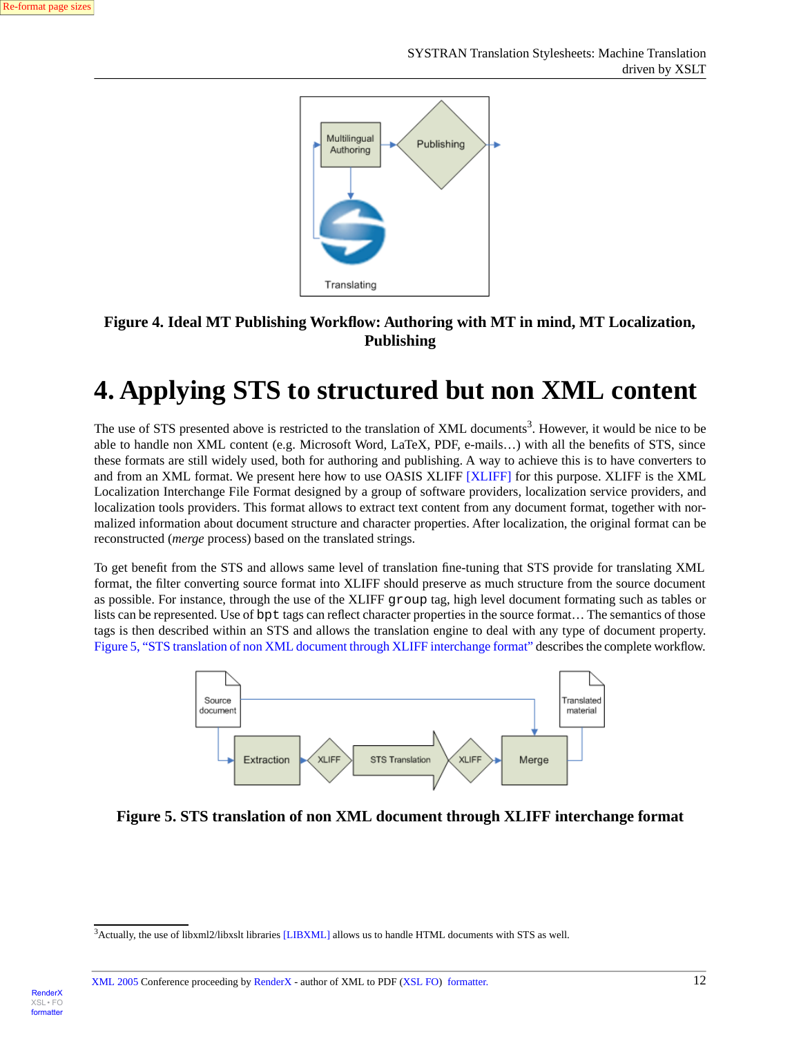**Figure 4. Ideal MT Publishing Workflow: Authoring with MT in mind, MT Localization, Publishing**

# 4. Applying STS to structured but non XML content

The use of STS presented above is restricted to the translation of XML documents[3]. However, it would be nice to be able to handle non XML content (e.g. Microsoft Word, LaTeX, PDF, e-mails…) with all the benefits of STS, since these formats are still widely used, both for authoring and publishing. A way to achieve this is to have converters to and from an XML format. We present here how to use OASIS XLIFF [XLIFF] for this purpose. XLIFF is the XML Localization Interchange File Format designed by a group of software providers, localization service providers, and localization tools providers. This format allows to extract text content from any document format, together with normalized information about document structure and character properties. After localization, the original format can be reconstructed (*merge* process) based on the translated strings.

To get benefit from the STS and allows same level of translation fine-tuning that STS provide for translating XML format, the filter converting source format into XLIFF should preserve as much structure from the source document as possible. For instance, through the use of the XLIFF `group` tag, high level document formating such as tables or lists can be represented. Use of `bpt` tags can reflect character properties in the source format… The semantics of those tags is then described within an STS and allows the translation engine to deal with any type of document property. Figure 5, "STS translation of non XML document through XLIFF interchange format" describes the complete workflow.

**Figure 5. STS translation of non XML document through XLIFF interchange format**

[3]Actually, the use of libxml2/libxslt libraries [LIBXML] allows us to handle HTML documents with STS as well.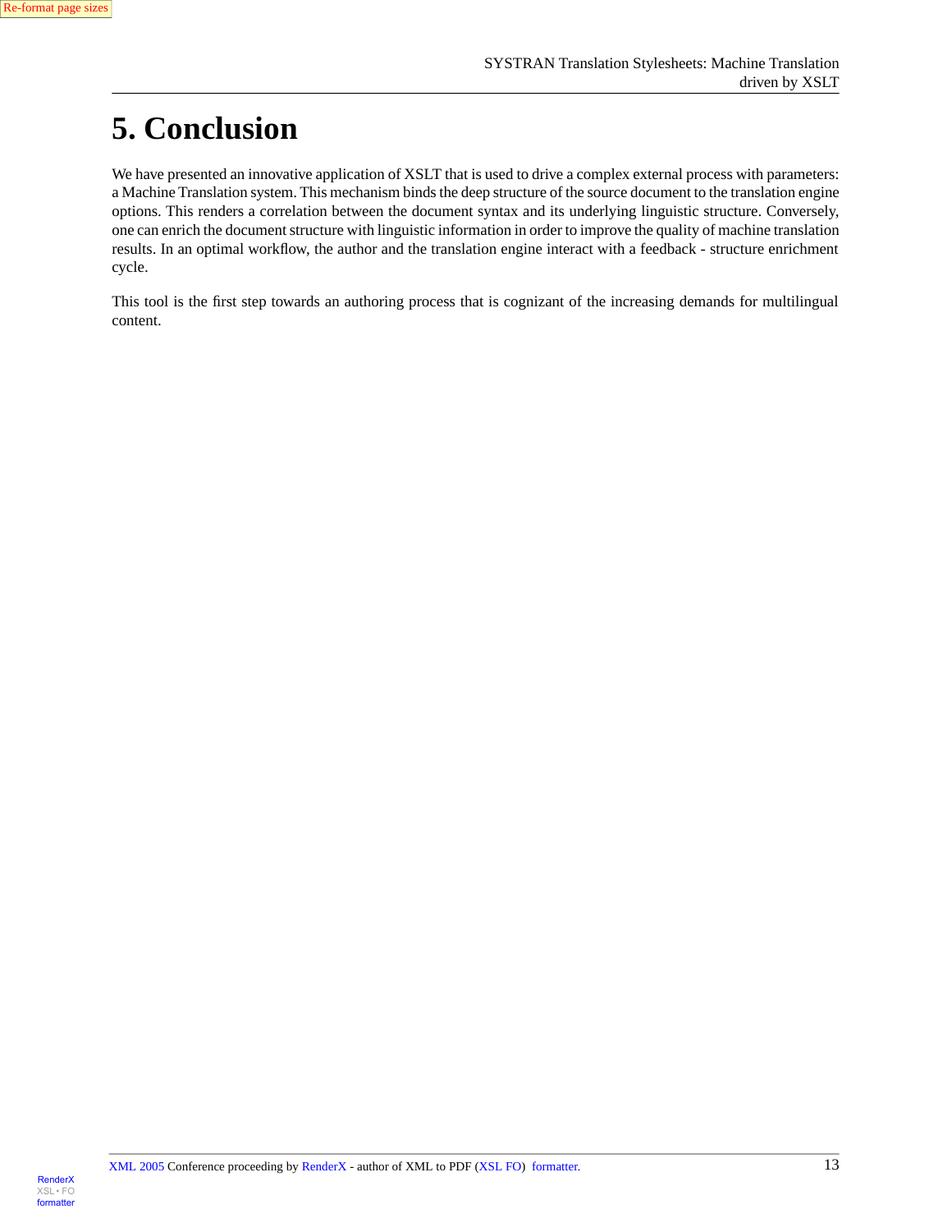# 5. Conclusion

We have presented an innovative application of XSLT that is used to drive a complex external process with parameters: a Machine Translation system. This mechanism binds the deep structure of the source document to the translation engine options. This renders a correlation between the document syntax and its underlying linguistic structure. Conversely, one can enrich the document structure with linguistic information in order to improve the quality of machine translation results. In an optimal workflow, the author and the translation engine interact with a feedback - structure enrichment cycle.

This tool is the first step towards an authoring process that is cognizant of the increasing demands for multilingual content.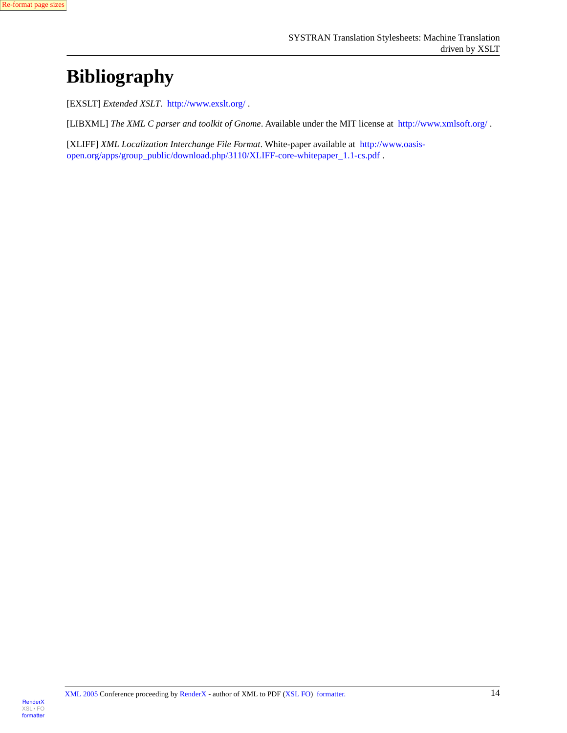# Bibliography

[EXSLT] *Extended XSLT*. http://www.exslt.org/ .

[LIBXML] *The XML C parser and toolkit of Gnome*. Available under the MIT license at http://www.xmlsoft.org/ .

[XLIFF] *XML Localization Interchange File Format*. White-paper available at http://www.oasis-open.org/apps/group_public/download.php/3110/XLIFF-core-whitepaper_1.1-cs.pdf .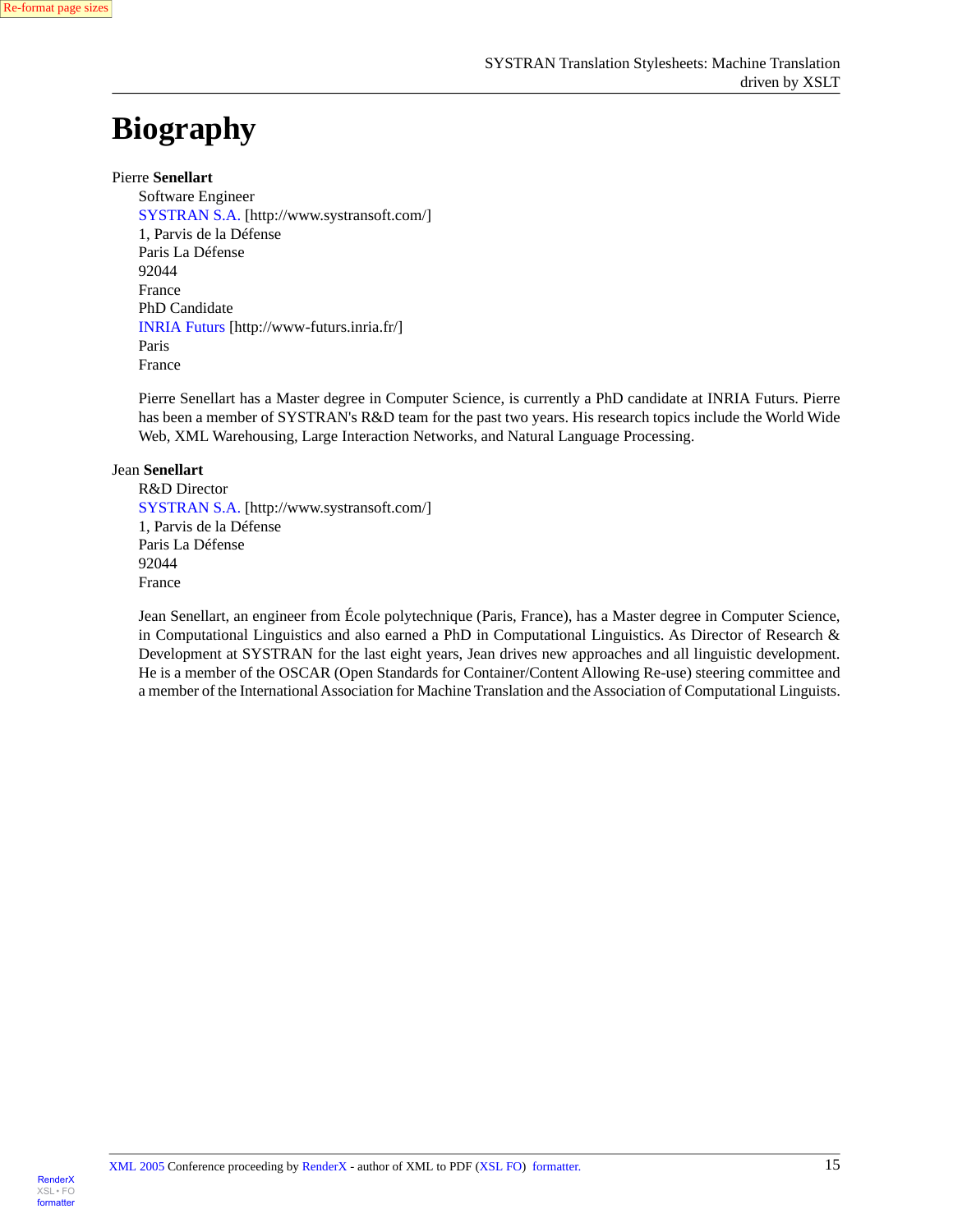# Biography

Pierre **Senellart**

Software Engineer
SYSTRAN S.A. [http://www.systransoft.com/]
1, Parvis de la Défense
Paris La Défense
92044
France
PhD Candidate
INRIA Futurs [http://www-futurs.inria.fr/]
Paris
France

Pierre Senellart has a Master degree in Computer Science, is currently a PhD candidate at INRIA Futurs. Pierre has been a member of SYSTRAN's R&D team for the past two years. His research topics include the World Wide Web, XML Warehousing, Large Interaction Networks, and Natural Language Processing.

Jean **Senellart**

R&D Director
SYSTRAN S.A. [http://www.systransoft.com/]
1, Parvis de la Défense
Paris La Défense
92044
France

Jean Senellart, an engineer from École polytechnique (Paris, France), has a Master degree in Computer Science, in Computational Linguistics and also earned a PhD in Computational Linguistics. As Director of Research & Development at SYSTRAN for the last eight years, Jean drives new approaches and all linguistic development. He is a member of the OSCAR (Open Standards for Container/Content Allowing Re-use) steering committee and a member of the International Association for Machine Translation and the Association of Computational Linguists.